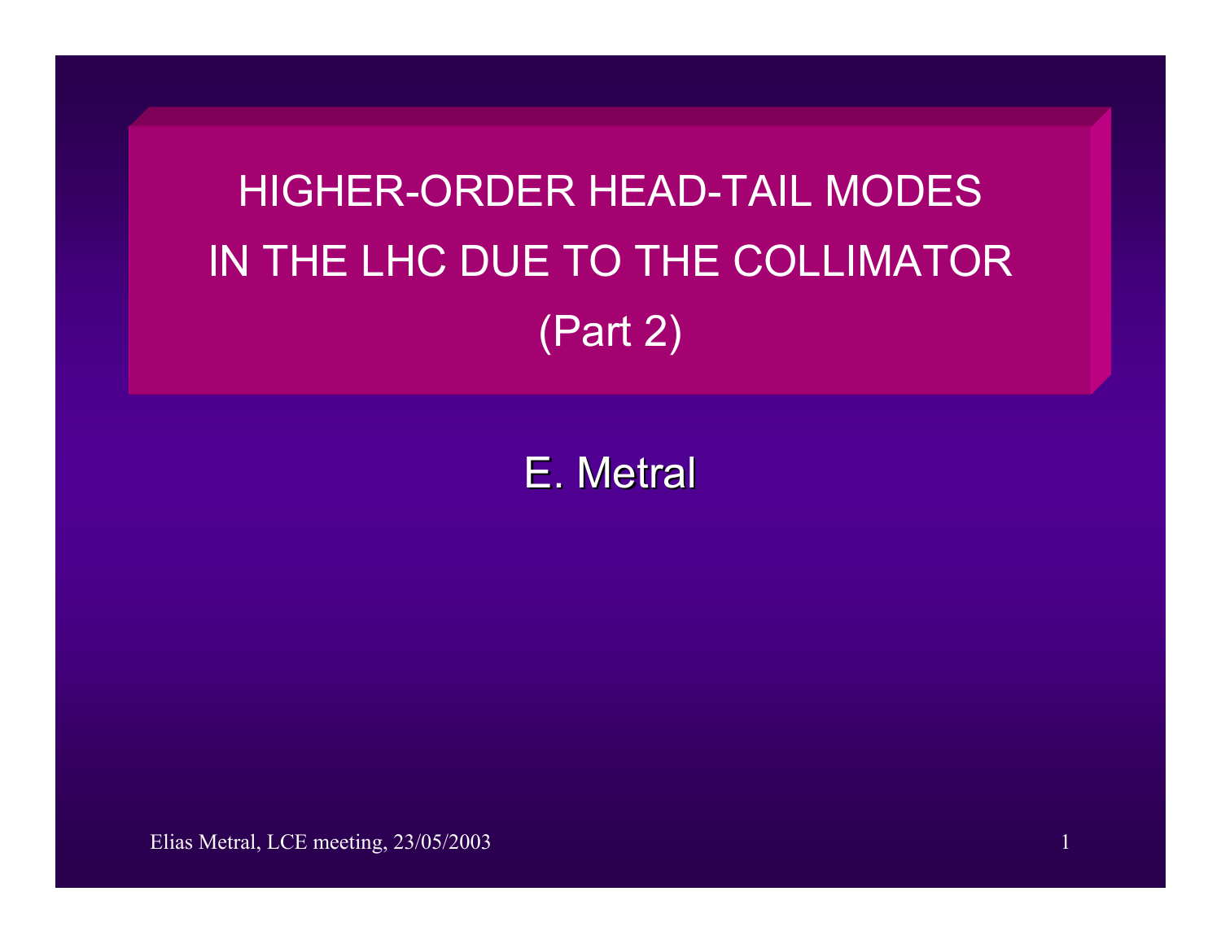# HIGHER-ORDER HEAD-TAIL MODES IN THE LHC DUE TO THE COLLIMATOR (Part 2)

E. Metral

Elias Metral, LCE meeting, 23/05/2003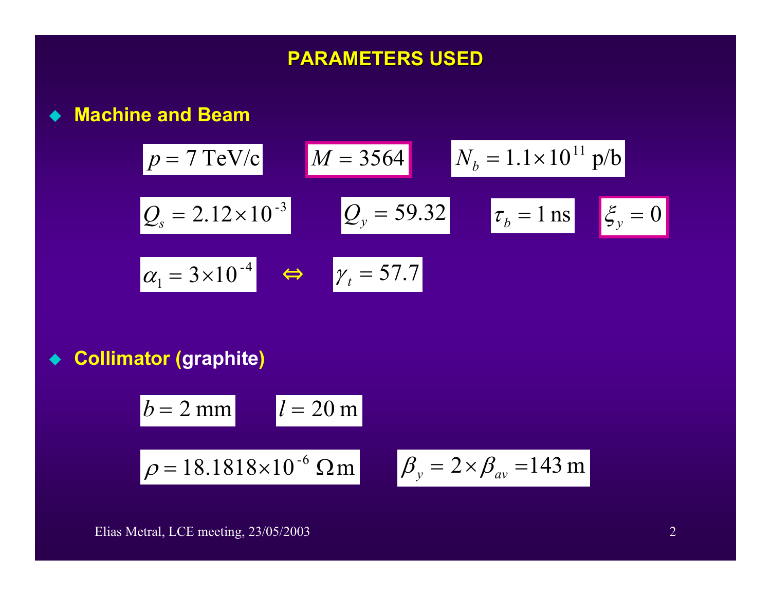# PARAMETERS USED

- **Machine and Beam**

$p = 7\ \text{TeV/c}$ $\quad M = 3564$ $\quad N_b = 1.1 \times 10^{11}\ \text{p/b}$

$Q_s = 2.12 \times 10^{-3}$ $\quad Q_y = 59.32$ $\quad \tau_b = 1\ \text{ns}$ $\quad \xi_y = 0$

$\alpha_1 = 3 \times 10^{-4}$ $\quad \Leftrightarrow \quad$ $\gamma_t = 57.7$

- **Collimator (graphite)**

$b = 2\ \text{mm}$ $\quad l = 20\ \text{m}$

$\rho = 18.1818 \times 10^{-6}\ \Omega\text{m}$ $\quad \beta_y = 2 \times \beta_{av} = 143\ \text{m}$

Elias Metral, LCE meeting, 23/05/2003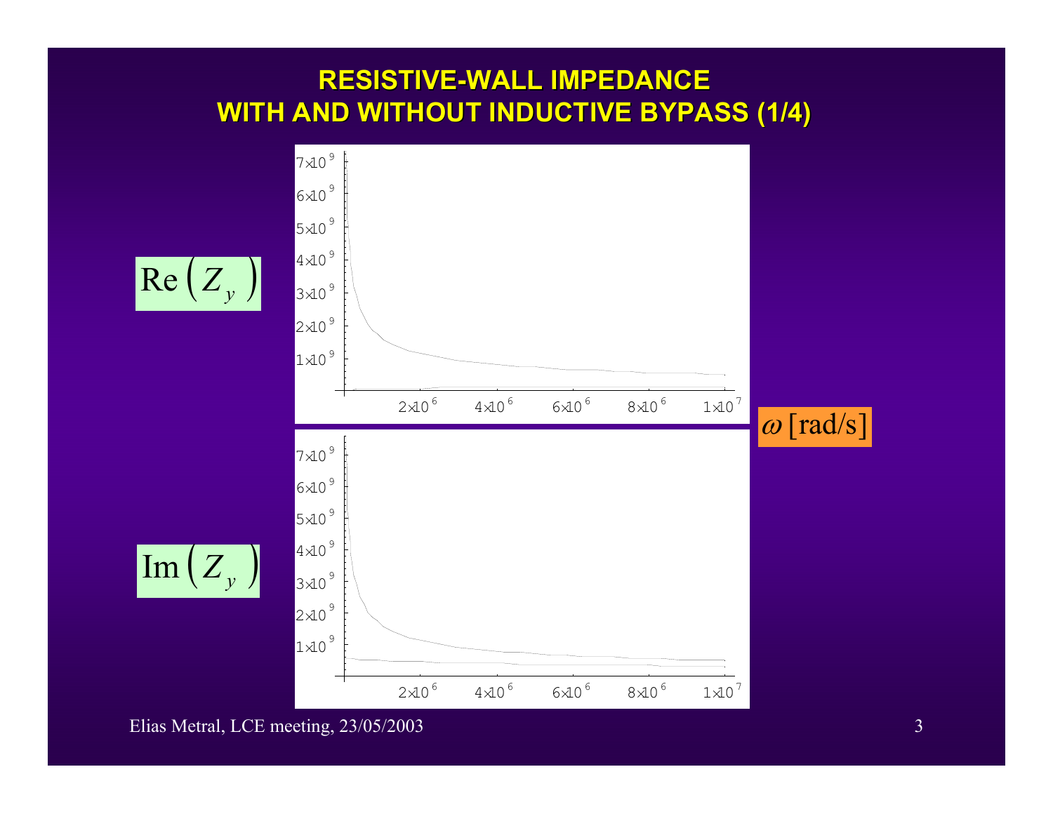# RESISTIVE-WALL IMPEDANCE WITH AND WITHOUT INDUCTIVE BYPASS (1/4)

$\mathrm{Re}\left(Z_y\right)$

$\mathrm{Im}\left(Z_y\right)$

$\omega$ [rad/s]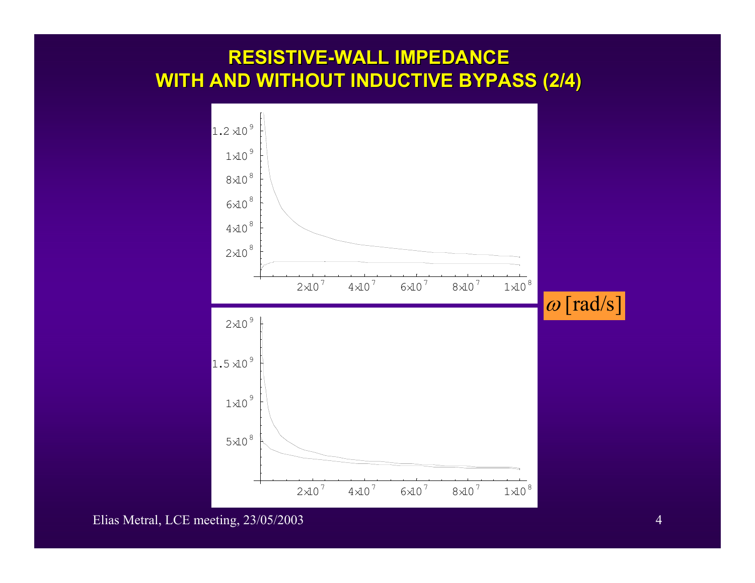# RESISTIVE-WALL IMPEDANCE WITH AND WITHOUT INDUCTIVE BYPASS (2/4)

| |
|---|
| $1.2\times10^9$ |
| $1\times10^9$ |
| $8\times10^8$ |
| $6\times10^8$ |
| $4\times10^8$ |
| $2\times10^8$ |

$2\times10^7$ $4\times10^7$ $6\times10^7$ $8\times10^7$ $1\times10^8$

$2\times10^9$ $1.5\times10^9$ $1\times10^9$ $5\times10^8$

$2\times10^7$ $4\times10^7$ $6\times10^7$ $8\times10^7$ $1\times10^8$

$\omega$ [rad/s]

Elias Metral, LCE meeting, 23/05/2003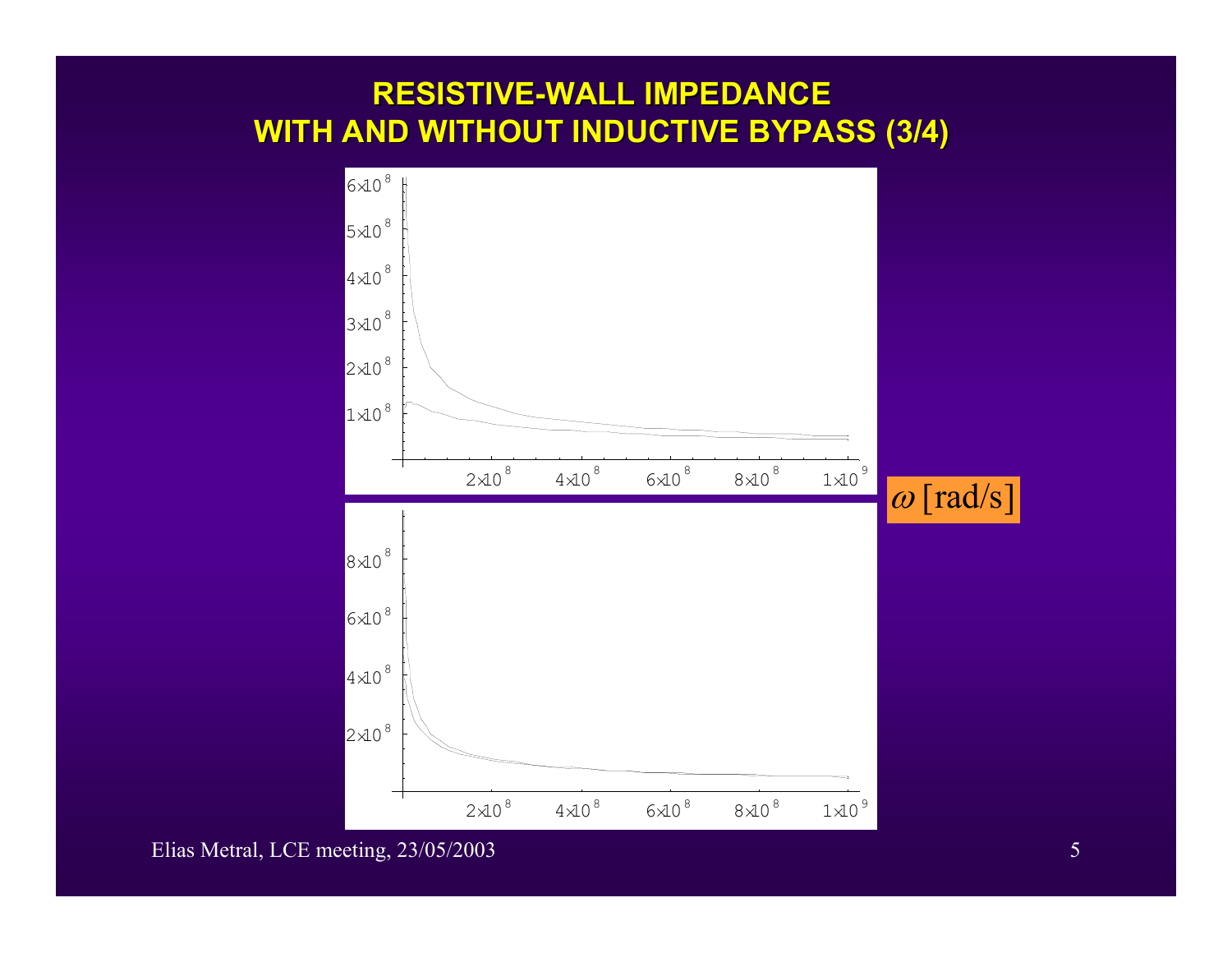# RESISTIVE-WALL IMPEDANCE WITH AND WITHOUT INDUCTIVE BYPASS (3/4)

$\omega$ [rad/s]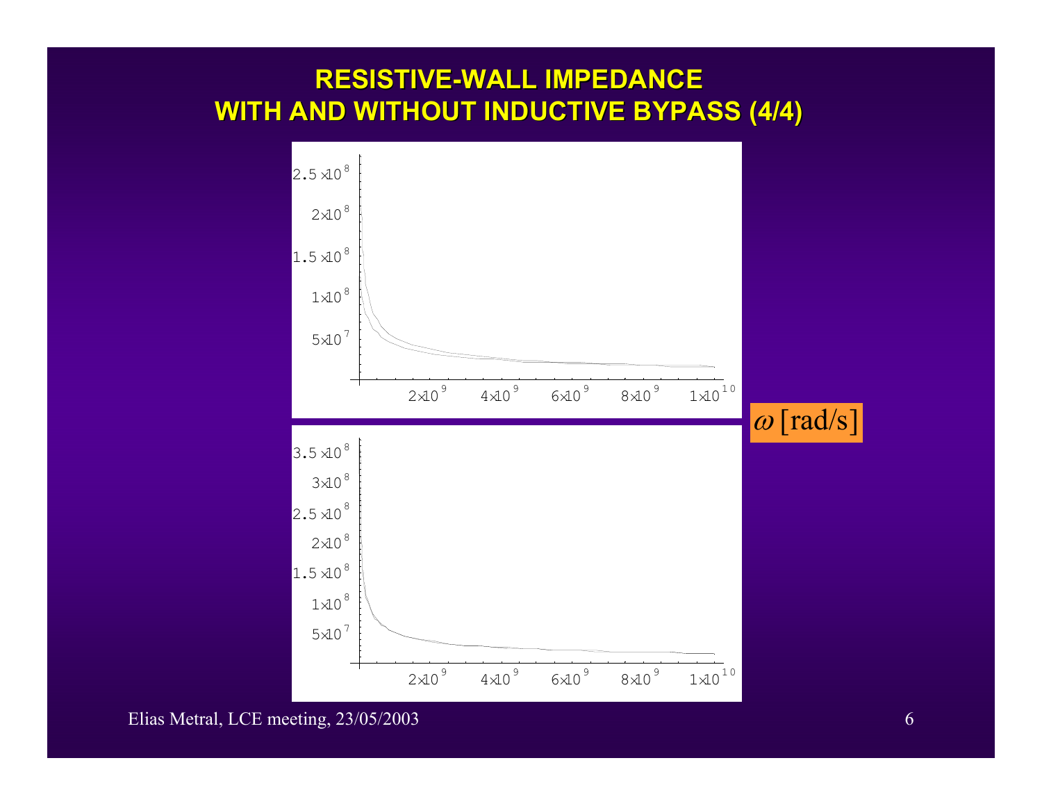# RESISTIVE-WALL IMPEDANCE WITH AND WITHOUT INDUCTIVE BYPASS (4/4)

$\omega$ [rad/s]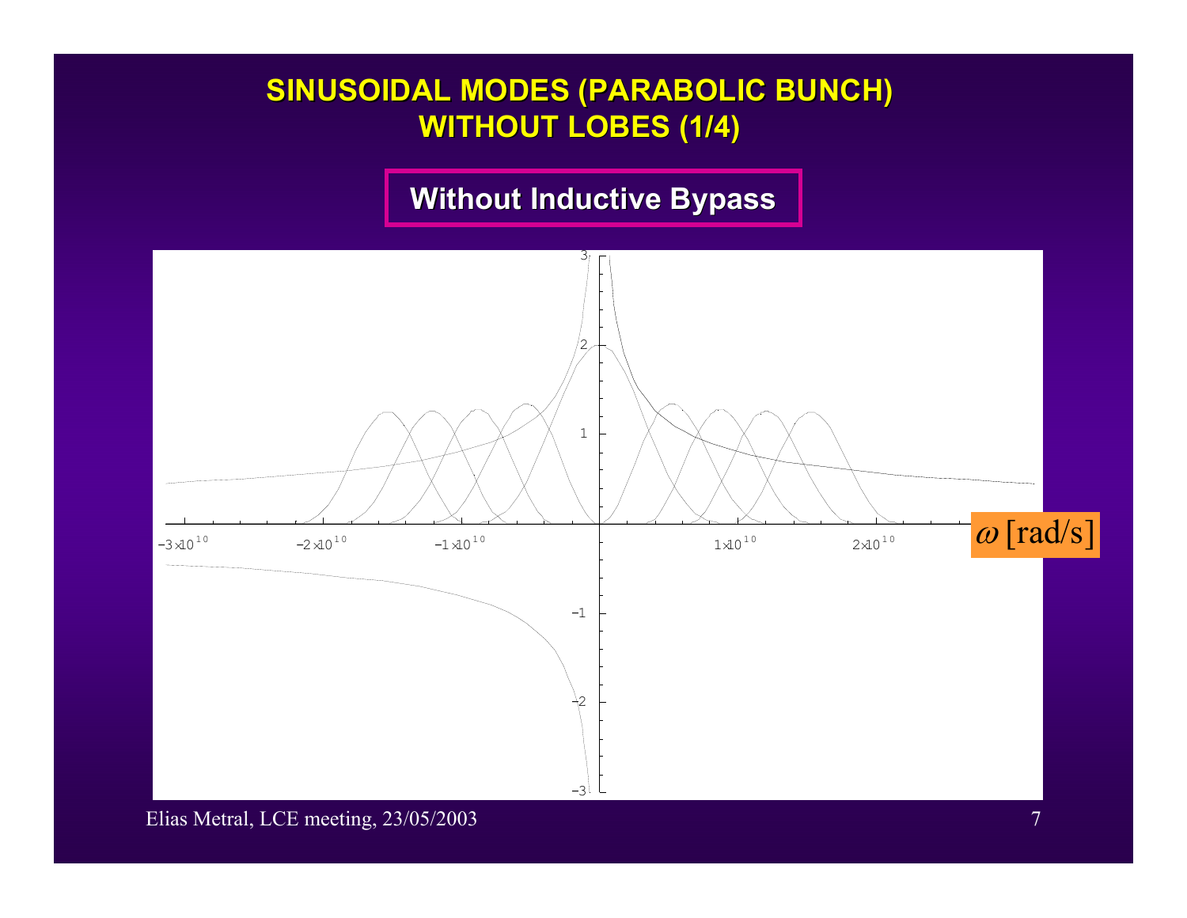# SINUSOIDAL MODES (PARABOLIC BUNCH) WITHOUT LOBES (1/4)

**Without Inductive Bypass**

$\omega$ [rad/s]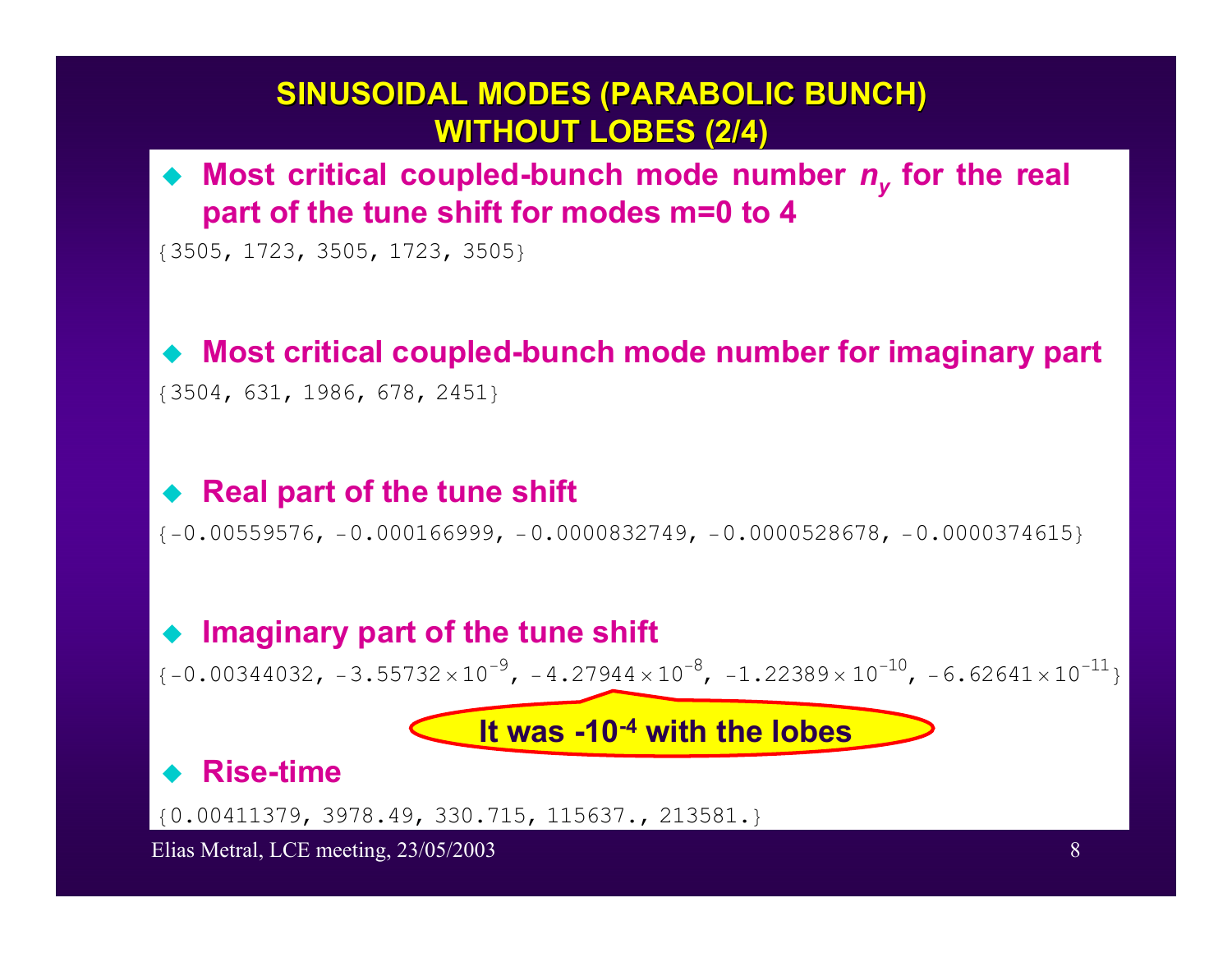# SINUSOIDAL MODES (PARABOLIC BUNCH) WITHOUT LOBES (2/4)

- **Most critical coupled-bunch mode number $n_y$ for the real part of the tune shift for modes m=0 to 4**

{3505, 1723, 3505, 1723, 3505}

- **Most critical coupled-bunch mode number for imaginary part**

{3504, 631, 1986, 678, 2451}

- **Real part of the tune shift**

{-0.00559576, -0.000166999, -0.0000832749, -0.0000528678, -0.0000374615}

- **Imaginary part of the tune shift**

{-0.00344032, $-3.55732 \times 10^{-9}$, $-4.27944 \times 10^{-8}$, $-1.22389 \times 10^{-10}$, $-6.62641 \times 10^{-11}$}

**It was $-10^{-4}$ with the lobes**

- **Rise-time**

{0.00411379, 3978.49, 330.715, 115637., 213581.}

Elias Metral, LCE meeting, 23/05/2003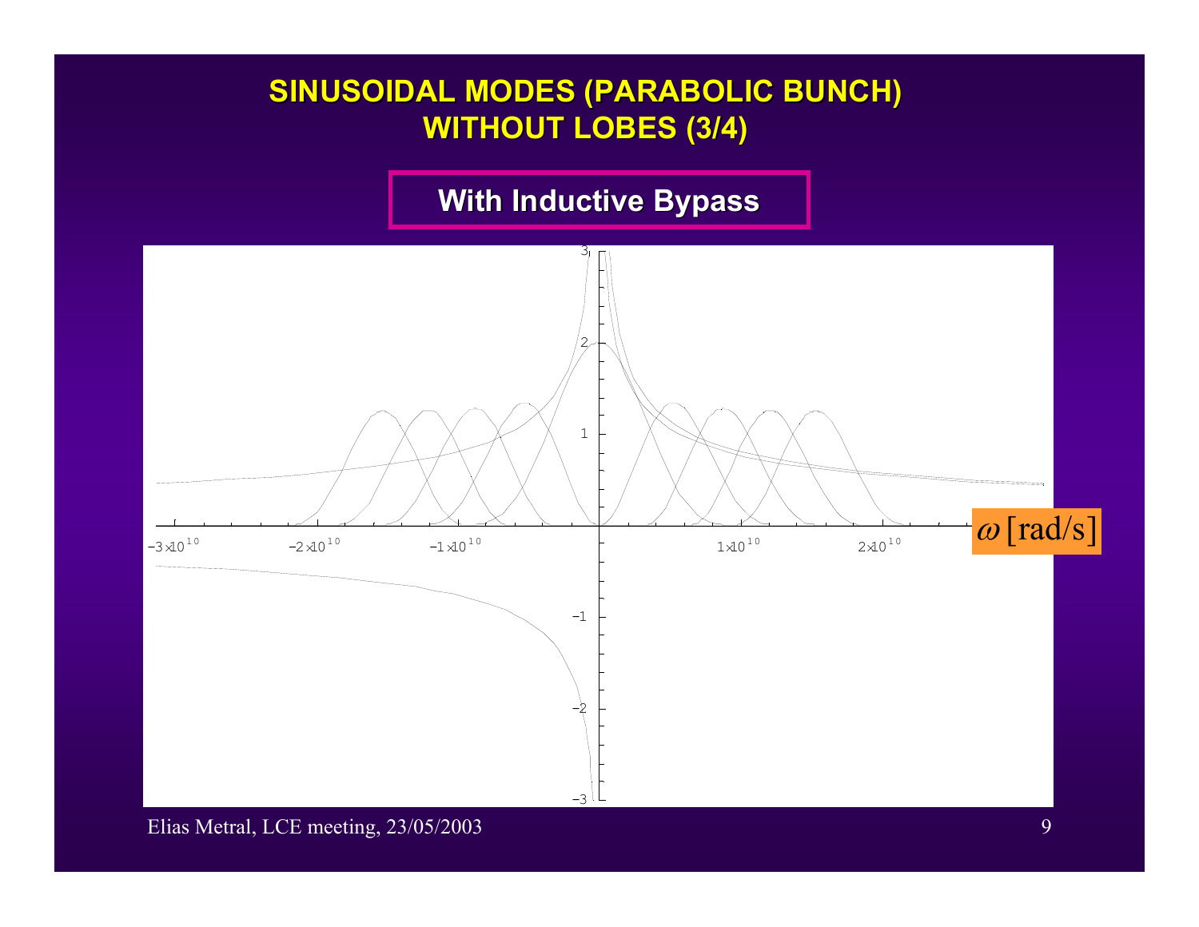# SINUSOIDAL MODES (PARABOLIC BUNCH) WITHOUT LOBES (3/4)

## With Inductive Bypass

$\omega$ [rad/s]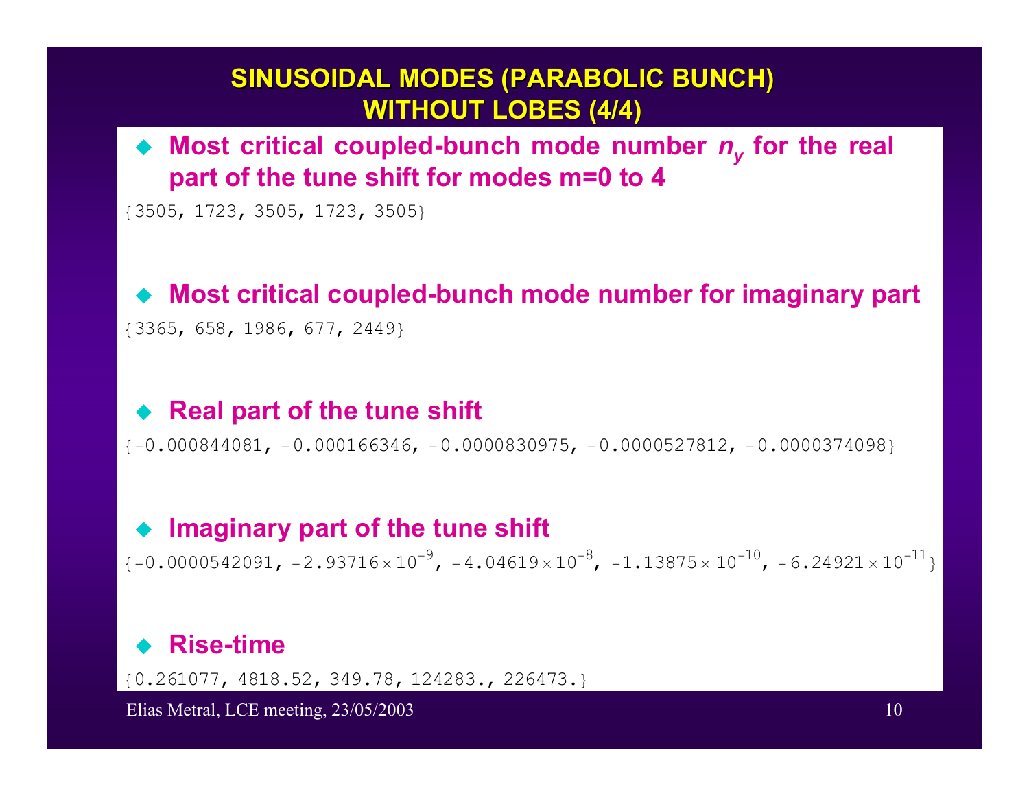# SINUSOIDAL MODES (PARABOLIC BUNCH) WITHOUT LOBES (4/4)

- **Most critical coupled-bunch mode number $n_y$ for the real part of the tune shift for modes m=0 to 4**

{3505, 1723, 3505, 1723, 3505}

- **Most critical coupled-bunch mode number for imaginary part**

{3365, 658, 1986, 677, 2449}

- **Real part of the tune shift**

{-0.000844081, -0.000166346, -0.0000830975, -0.0000527812, -0.0000374098}

- **Imaginary part of the tune shift**

{$-0.0000542091$, $-2.93716\times10^{-9}$, $-4.04619\times10^{-8}$, $-1.13875\times10^{-10}$, $-6.24921\times10^{-11}$}

- **Rise-time**

{0.261077, 4818.52, 349.78, 124283., 226473.}

Elias Metral, LCE meeting, 23/05/2003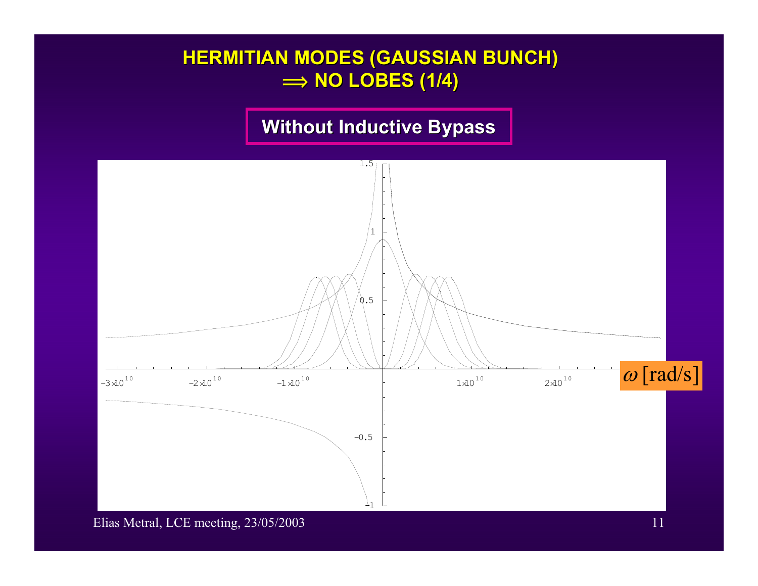# HERMITIAN MODES (GAUSSIAN BUNCH) $\Longrightarrow$ NO LOBES (1/4)

**Without Inductive Bypass**

$\omega$ [rad/s]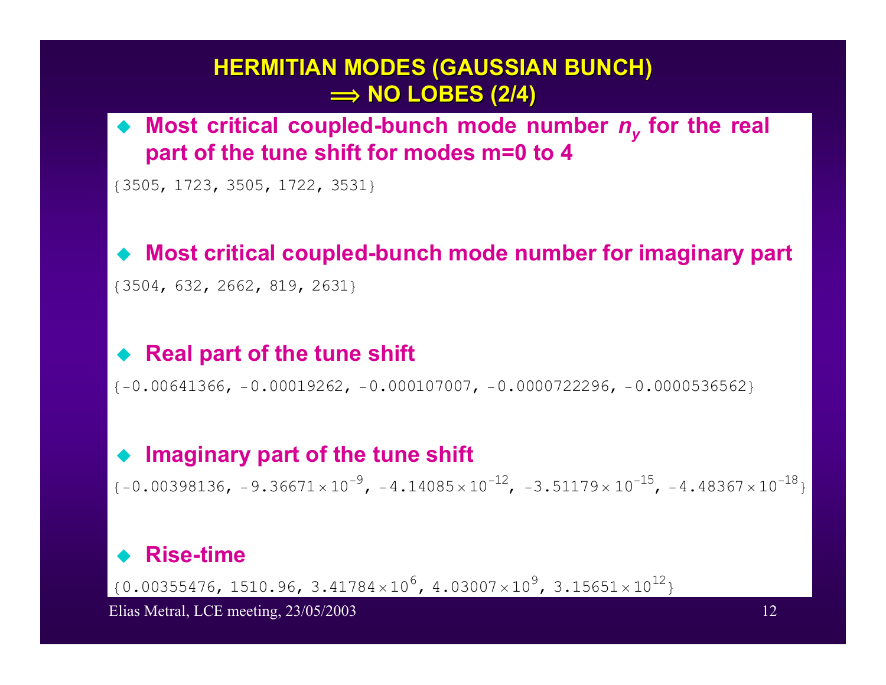# HERMITIAN MODES (GAUSSIAN BUNCH) $\Longrightarrow$ NO LOBES (2/4)

- **Most critical coupled-bunch mode number $n_y$ for the real part of the tune shift for modes m=0 to 4**

{3505, 1723, 3505, 1722, 3531}

- **Most critical coupled-bunch mode number for imaginary part**

{3504, 632, 2662, 819, 2631}

- **Real part of the tune shift**

{-0.00641366, -0.00019262, -0.000107007, -0.0000722296, -0.0000536562}

- **Imaginary part of the tune shift**

{$-0.00398136$, $-9.36671 \times 10^{-9}$, $-4.14085 \times 10^{-12}$, $-3.51179 \times 10^{-15}$, $-4.48367 \times 10^{-18}$}

- **Rise-time**

{$0.00355476$, $1510.96$, $3.41784 \times 10^{6}$, $4.03007 \times 10^{9}$, $3.15651 \times 10^{12}$}

Elias Metral, LCE meeting, 23/05/2003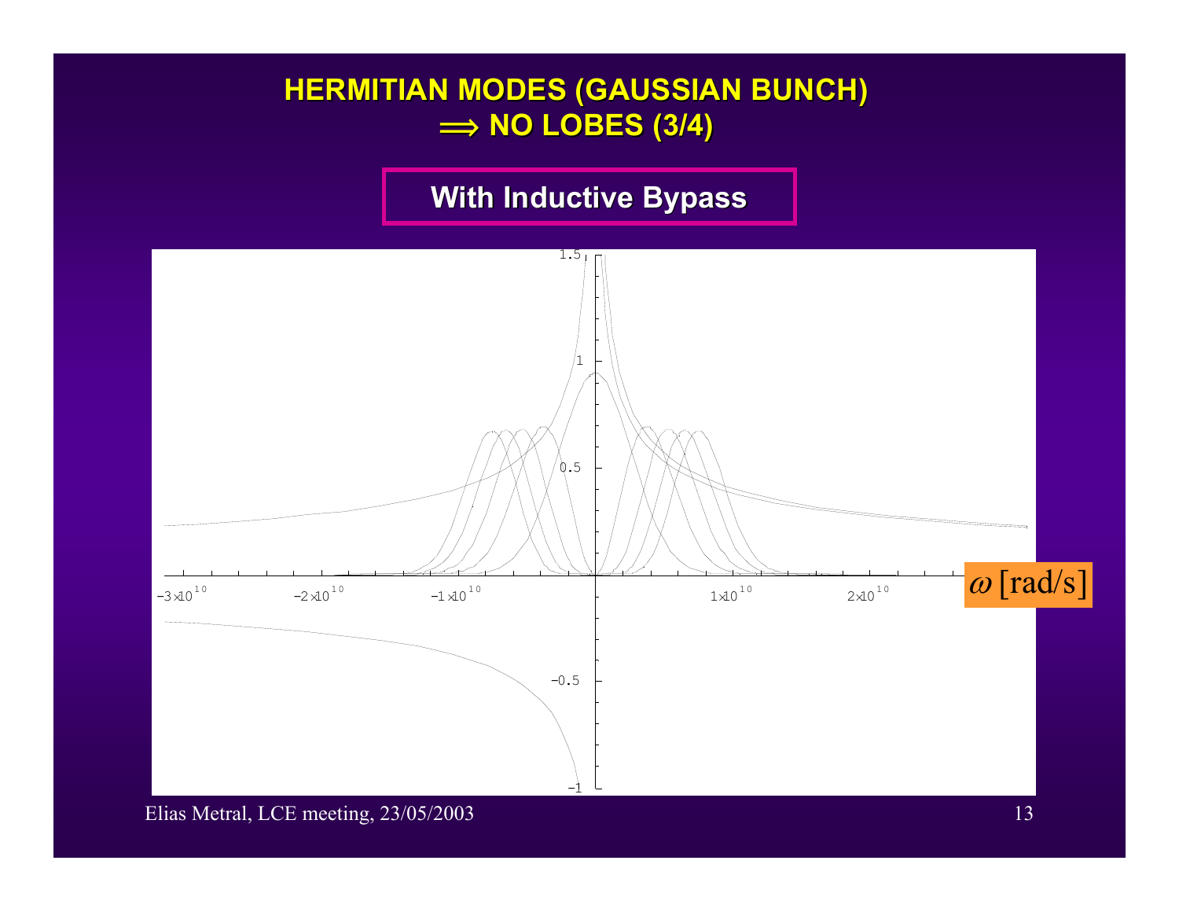# HERMITIAN MODES (GAUSSIAN BUNCH) ⟹ NO LOBES (3/4)

**With Inductive Bypass**

1.5

1

0.5

−0.5

−1

$-3\times10^{10}$ $-2\times10^{10}$ $-1\times10^{10}$ $1\times10^{10}$ $2\times10^{10}$

$\omega$ [rad/s]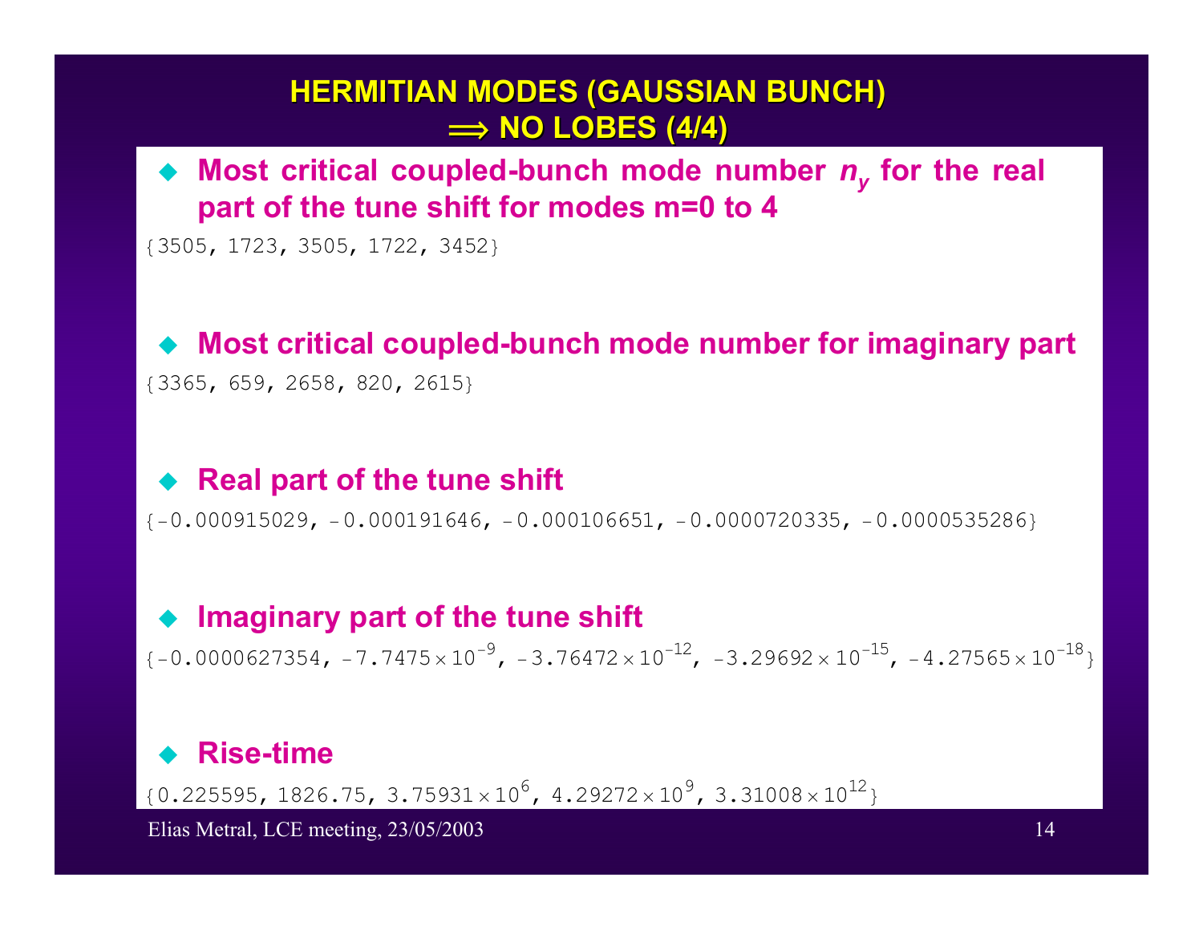# HERMITIAN MODES (GAUSSIAN BUNCH) $\Longrightarrow$ NO LOBES (4/4)

- **Most critical coupled-bunch mode number $n_y$ for the real part of the tune shift for modes m=0 to 4**

{3505, 1723, 3505, 1722, 3452}

- **Most critical coupled-bunch mode number for imaginary part**

{3365, 659, 2658, 820, 2615}

- **Real part of the tune shift**

{-0.000915029, -0.000191646, -0.000106651, -0.0000720335, -0.0000535286}

- **Imaginary part of the tune shift**

$\{-0.0000627354, -7.7475 \times 10^{-9}, -3.76472 \times 10^{-12}, -3.29692 \times 10^{-15}, -4.27565 \times 10^{-18}\}$

- **Rise-time**

$\{0.225595, 1826.75, 3.75931 \times 10^{6}, 4.29272 \times 10^{9}, 3.31008 \times 10^{12}\}$

Elias Metral, LCE meeting, 23/05/2003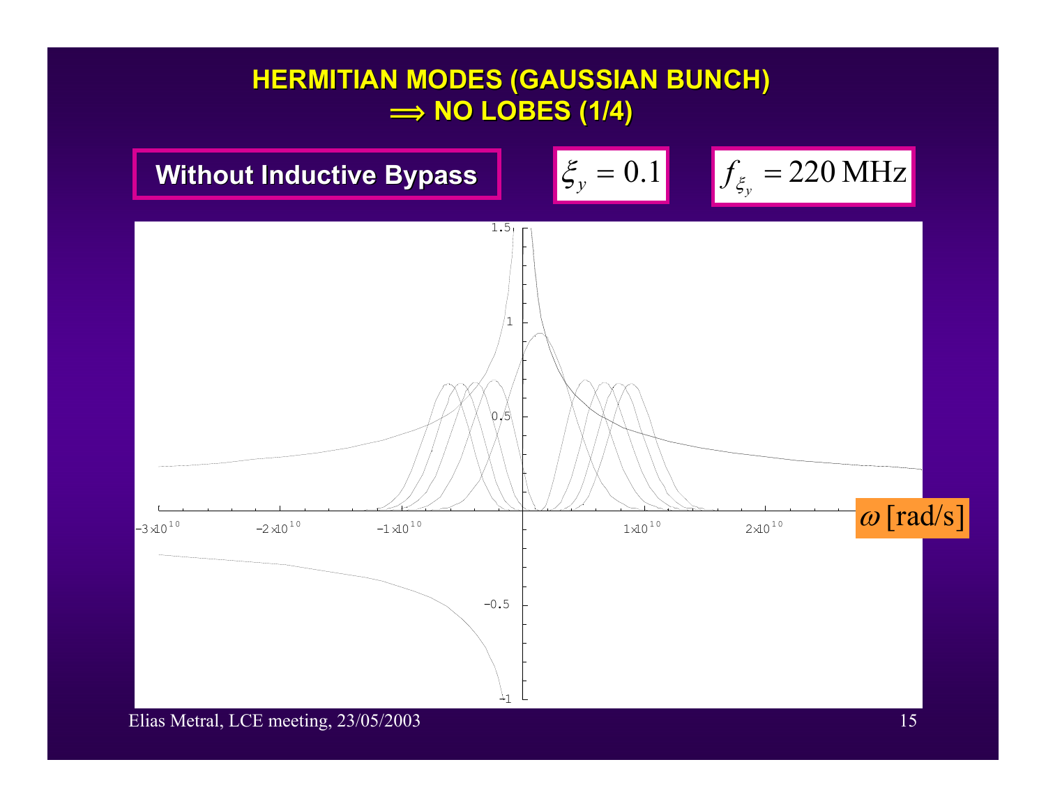# HERMITIAN MODES (GAUSSIAN BUNCH) $\Longrightarrow$ NO LOBES (1/4)

**Without Inductive Bypass**

$\xi_y = 0.1$

$f_{\xi_y} = 220\,\text{MHz}$

$\omega$ [rad/s]

Elias Metral, LCE meeting, 23/05/2003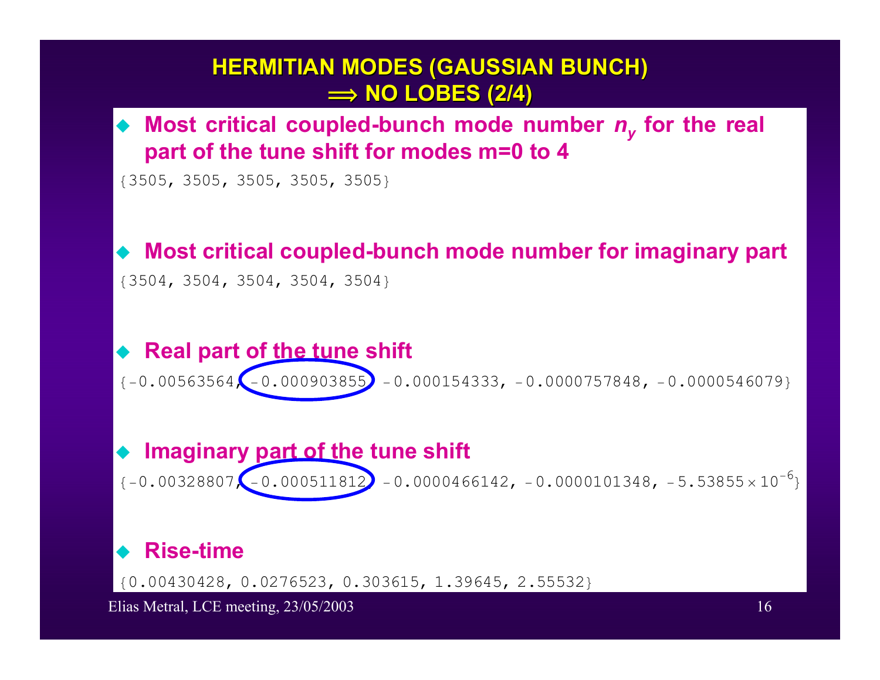# HERMITIAN MODES (GAUSSIAN BUNCH) ⟹ NO LOBES (2/4)

- **Most critical coupled-bunch mode number $n_y$ for the real part of the tune shift for modes m=0 to 4**

```
{3505, 3505, 3505, 3505, 3505}
```

- **Most critical coupled-bunch mode number for imaginary part**

```
{3504, 3504, 3504, 3504, 3504}
```

- **Real part of the tune shift**

```
{-0.00563564, -0.000903855, -0.000154333, -0.0000757848, -0.0000546079}
```

- **Imaginary part of the tune shift**

{-0.00328807, -0.000511812, -0.0000466142, -0.0000101348, $-5.53855 \times 10^{-6}$}

- **Rise-time**

```
{0.00430428, 0.0276523, 0.303615, 1.39645, 2.55532}
```

Elias Metral, LCE meeting, 23/05/2003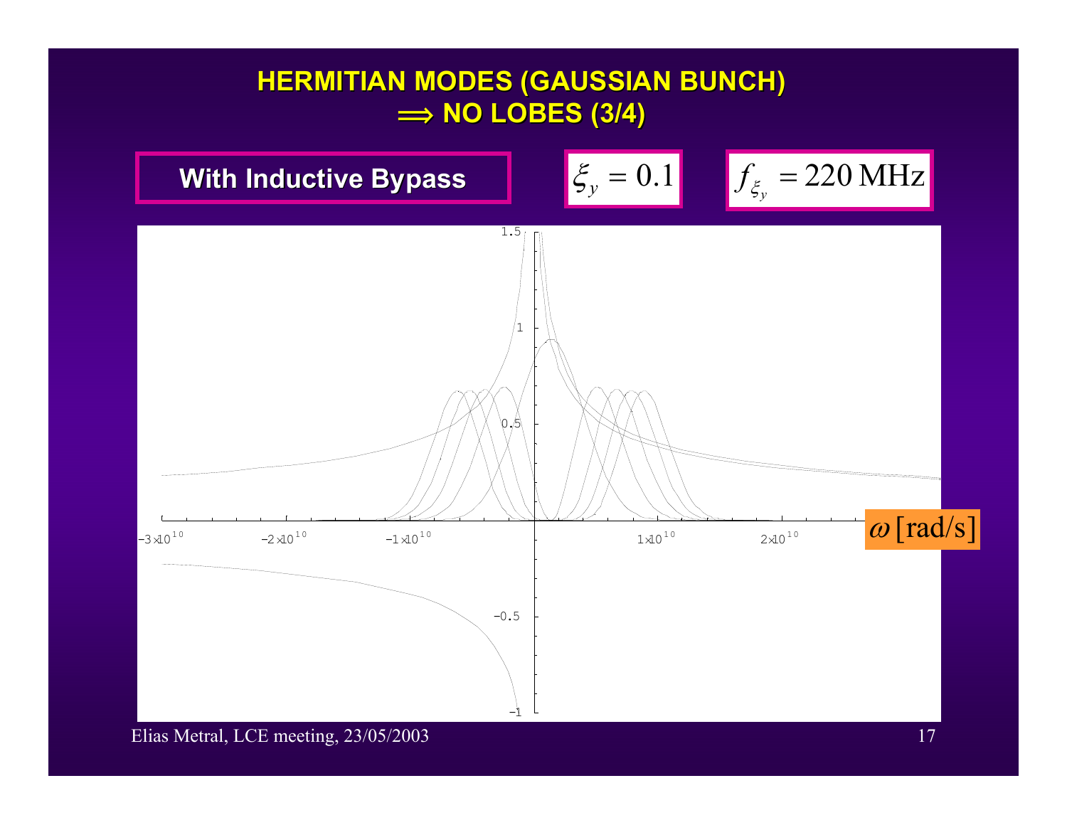# HERMITIAN MODES (GAUSSIAN BUNCH) $\Longrightarrow$ NO LOBES (3/4)

**With Inductive Bypass**

$\xi_y = 0.1$

$f_{\xi_y} = 220\,\text{MHz}$

$\omega\,[\text{rad/s}]$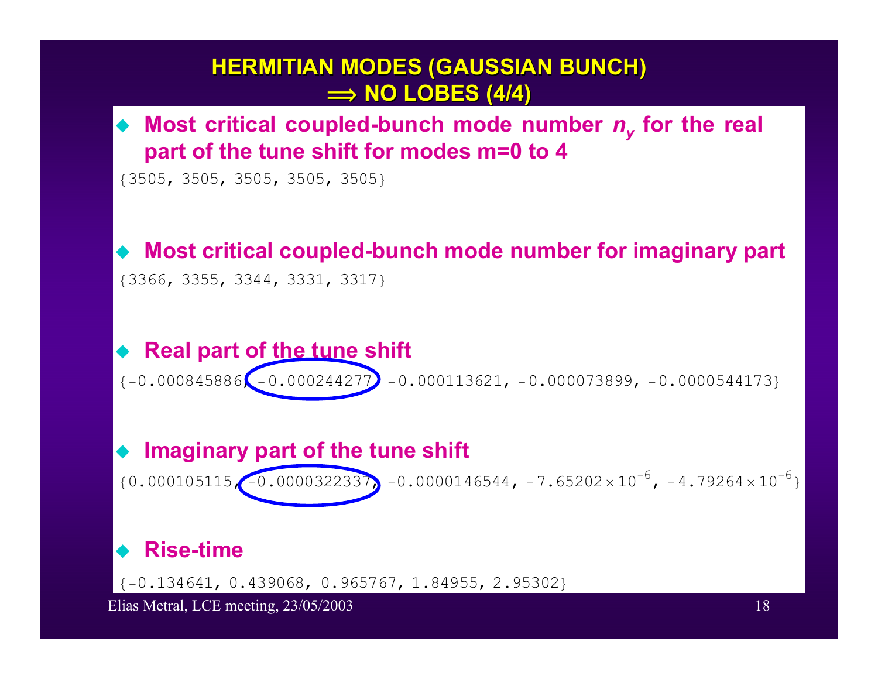## HERMITIAN MODES (GAUSSIAN BUNCH) $\Longrightarrow$ NO LOBES (4/4)

- **Most critical coupled-bunch mode number $n_y$ for the real part of the tune shift for modes m=0 to 4**

{3505, 3505, 3505, 3505, 3505}

- **Most critical coupled-bunch mode number for imaginary part**

{3366, 3355, 3344, 3331, 3317}

- **Real part of the tune shift**

{-0.000845886, -0.000244277, -0.000113621, -0.000073899, -0.0000544173}

- **Imaginary part of the tune shift**

{0.000105115, -0.0000322337, -0.0000146544, $-7.65202\times10^{-6}$, $-4.79264\times10^{-6}$}

- **Rise-time**

{-0.134641, 0.439068, 0.965767, 1.84955, 2.95302}

Elias Metral, LCE meeting, 23/05/2003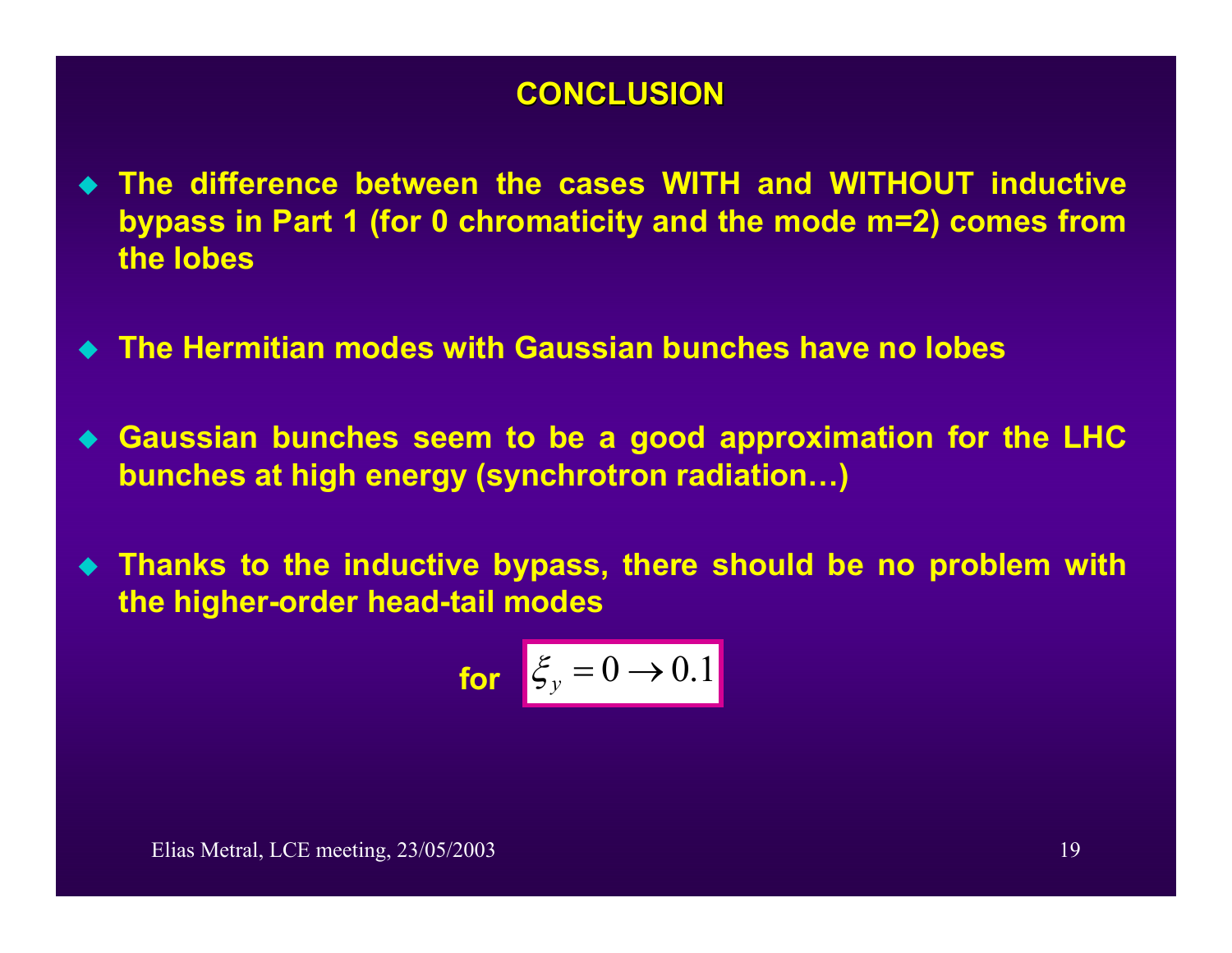# CONCLUSION

- **The difference between the cases WITH and WITHOUT inductive bypass in Part 1 (for 0 chromaticity and the mode m=2) comes from the lobes**

- **The Hermitian modes with Gaussian bunches have no lobes**

- **Gaussian bunches seem to be a good approximation for the LHC bunches at high energy (synchrotron radiation…)**

- **Thanks to the inductive bypass, there should be no problem with the higher-order head-tail modes**

**for** $\xi_y = 0 \rightarrow 0.1$

Elias Metral, LCE meeting, 23/05/2003